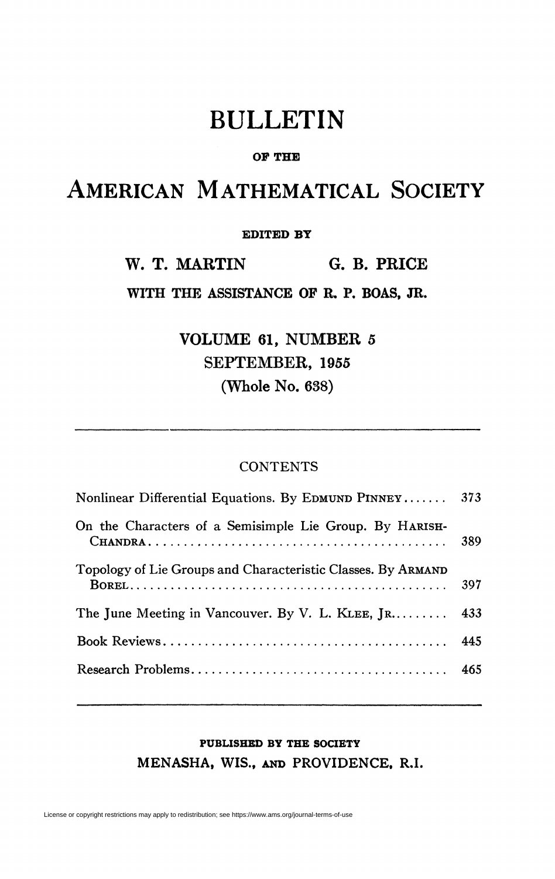# BULLETIN

OF THE

# AMERICAN MATHEMATICAL SOCIETY

EDITED BY

**W. T. MARTIN** **G. B. PRICE**

WITH THE ASSISTANCE OF R. P. BOAS, JR.

**VOLUME 61, NUMBER 5**
**SEPTEMBER, 1955**
**(Whole No. 638)**

---

## CONTENTS

| | |
|---|---|
| Nonlinear Differential Equations. By EDMUND PINNEY | 373 |
| On the Characters of a Semisimple Lie Group. By HARISH-CHANDRA | 389 |
| Topology of Lie Groups and Characteristic Classes. By ARMAND BOREL | 397 |
| The June Meeting in Vancouver. By V. L. KLEE, JR. | 433 |
| Book Reviews | 445 |
| Research Problems | 465 |

---

PUBLISHED BY THE SOCIETY

MENASHA, WIS., AND PROVIDENCE, R.I.

License or copyright restrictions may apply to redistribution; see https://www.ams.org/journal-terms-of-use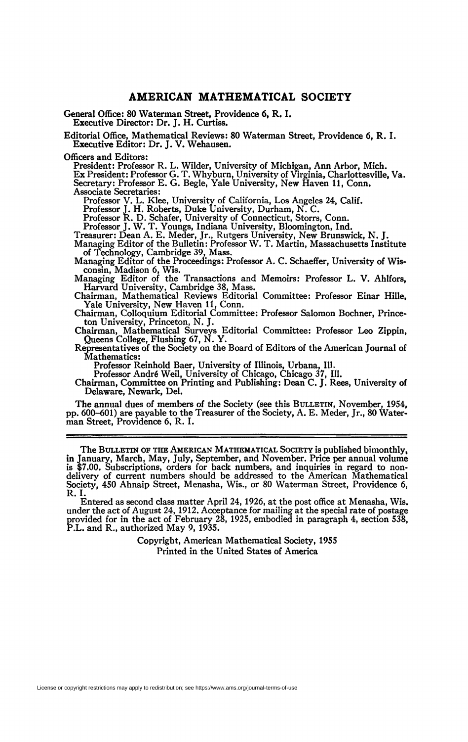# AMERICAN MATHEMATICAL SOCIETY

General Office: 80 Waterman Street, Providence 6, R. I.
Executive Director: Dr. J. H. Curtiss.

Editorial Office, Mathematical Reviews: 80 Waterman Street, Providence 6, R. I.
Executive Editor: Dr. J. V. Wehausen.

Officers and Editors:
President: Professor R. L. Wilder, University of Michigan, Ann Arbor, Mich.
Ex President: Professor G. T. Whyburn, University of Virginia, Charlottesville, Va.
Secretary: Professor E. G. Begle, Yale University, New Haven 11, Conn.
Associate Secretaries:
Professor V. L. Klee, University of California, Los Angeles 24, Calif.
Professor J. H. Roberts, Duke University, Durham, N. C.
Professor R. D. Schafer, University of Connecticut, Storrs, Conn.
Professor J. W. T. Youngs, Indiana University, Bloomington, Ind.
Treasurer: Dean A. E. Meder, Jr., Rutgers University, New Brunswick, N. J.
Managing Editor of the Bulletin: Professor W. T. Martin, Massachusetts Institute of Technology, Cambridge 39, Mass.
Managing Editor of the Proceedings: Professor A. C. Schaeffer, University of Wisconsin, Madison 6, Wis.
Managing Editor of the Transactions and Memoirs: Professor L. V. Ahlfors, Harvard University, Cambridge 38, Mass.
Chairman, Mathematical Reviews Editorial Committee: Professor Einar Hille, Yale University, New Haven 11, Conn.
Chairman, Colloquium Editorial Committee: Professor Salomon Bochner, Princeton University, Princeton, N. J.
Chairman, Mathematical Surveys Editorial Committee: Professor Leo Zippin, Queens College, Flushing 67, N. Y.
Representatives of the Society on the Board of Editors of the American Journal of Mathematics:
Professor Reinhold Baer, University of Illinois, Urbana, Ill.
Professor André Weil, University of Chicago, Chicago 37, Ill.
Chairman, Committee on Printing and Publishing: Dean C. J. Rees, University of Delaware, Newark, Del.

The annual dues of members of the Society (see this BULLETIN, November, 1954, pp. 600–601) are payable to the Treasurer of the Society, A. E. Meder, Jr., 80 Waterman Street, Providence 6, R. I.

---

The BULLETIN OF THE AMERICAN MATHEMATICAL SOCIETY is published bimonthly, in January, March, May, July, September, and November. Price per annual volume is $7.00. Subscriptions, orders for back numbers, and inquiries in regard to non-delivery of current numbers should be addressed to the American Mathematical Society, 450 Ahnaip Street, Menasha, Wis., or 80 Waterman Street, Providence 6, R. I.

Entered as second class matter April 24, 1926, at the post office at Menasha, Wis. under the act of August 24, 1912. Acceptance for mailing at the special rate of postage provided for in the act of February 28, 1925, embodied in paragraph 4, section 538, P.L. and R., authorized May 9, 1935.

Copyright, American Mathematical Society, 1955
Printed in the United States of America